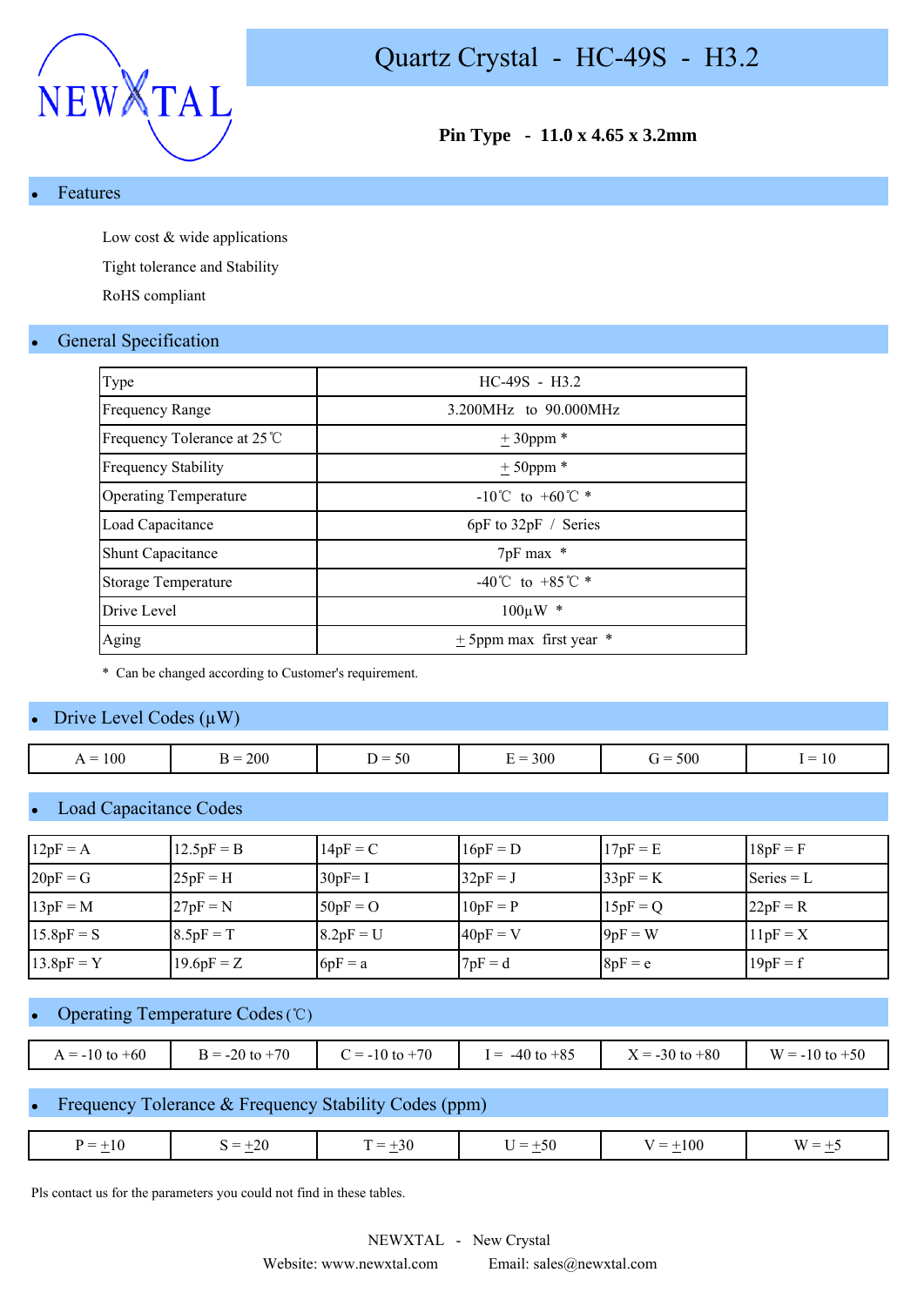# Quartz Crystal - HC-49S - H3.2

**Pin Type - 11.0 x 4.65 x 3.2mm**

## Features

Low cost & wide applications

Tight tolerance and Stability

RoHS compliant

## General Specification

| Type | HC-49S - H3.2 |
|---|---|
| Frequency Range | 3.200MHz to 90.000MHz |
| Frequency Tolerance at 25℃ | ± 30ppm * |
| Frequency Stability | ± 50ppm * |
| Operating Temperature | -10℃ to +60℃ * |
| Load Capacitance | 6pF to 32pF / Series |
| Shunt Capacitance | 7pF max * |
| Storage Temperature | -40℃ to +85℃ * |
| Drive Level | 100µW * |
| Aging | ± 5ppm max first year * |

* Can be changed according to Customer's requirement.

## Drive Level Codes (µW)

| A = 100 | B = 200 | D = 50 | E = 300 | G = 500 | I = 10 |
|---|---|---|---|---|---|

## Load Capacitance Codes

| 12pF = A | 12.5pF = B | 14pF = C | 16pF = D | 17pF = E | 18pF = F |
|---|---|---|---|---|---|
| 20pF = G | 25pF = H | 30pF= I | 32pF = J | 33pF = K | Series = L |
| 13pF = M | 27pF = N | 50pF = O | 10pF = P | 15pF = Q | 22pF = R |
| 15.8pF = S | 8.5pF = T | 8.2pF = U | 40pF = V | 9pF = W | 11pF = X |
| 13.8pF = Y | 19.6pF = Z | 6pF = a | 7pF = d | 8pF = e | 19pF = f |

## Operating Temperature Codes (℃)

| A = -10 to +60 | B = -20 to +70 | C = -10 to +70 | I = -40 to +85 | X = -30 to +80 | W = -10 to +50 |
|---|---|---|---|---|---|

## Frequency Tolerance & Frequency Stability Codes (ppm)

| P = ±10 | S = ±20 | T = ±30 | U = ±50 | V = ±100 | W = ±5 |
|---|---|---|---|---|---|

Pls contact us for the parameters you could not find in these tables.

NEWXTAL - New Crystal

Website: www.newxtal.com Email: sales@newxtal.com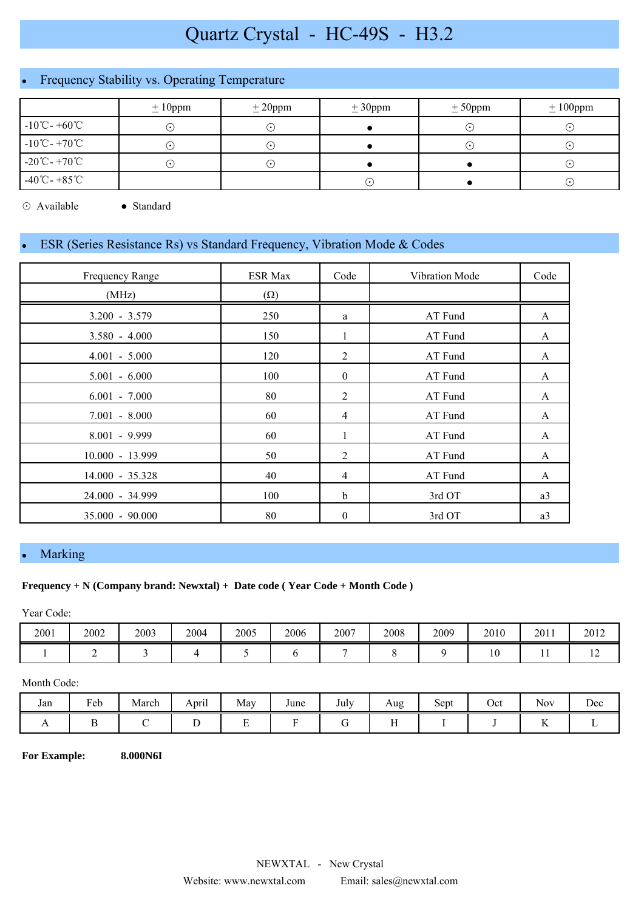# Quartz Crystal - HC-49S - H3.2

## Frequency Stability vs. Operating Temperature

| | ± 10ppm | ± 20ppm | ± 30ppm | ± 50ppm | ± 100ppm |
|---|---|---|---|---|---|
| -10℃- +60℃ | ⊙ | ⊙ | ● | ⊙ | ⊙ |
| -10℃- +70℃ | ⊙ | ⊙ | ● | ⊙ | ⊙ |
| -20℃- +70℃ | ⊙ | ⊙ | ● | ● | ⊙ |
| -40℃- +85℃ | | | ⊙ | ● | ⊙ |

⊙ Available ● Standard

## ESR (Series Resistance Rs) vs Standard Frequency, Vibration Mode & Codes

| Frequency Range (MHz) | ESR Max (Ω) | Code | Vibration Mode | Code |
|---|---|---|---|---|
| 3.200 - 3.579 | 250 | a | AT Fund | A |
| 3.580 - 4.000 | 150 | 1 | AT Fund | A |
| 4.001 - 5.000 | 120 | 2 | AT Fund | A |
| 5.001 - 6.000 | 100 | 0 | AT Fund | A |
| 6.001 - 7.000 | 80 | 2 | AT Fund | A |
| 7.001 - 8.000 | 60 | 4 | AT Fund | A |
| 8.001 - 9.999 | 60 | 1 | AT Fund | A |
| 10.000 - 13.999 | 50 | 2 | AT Fund | A |
| 14.000 - 35.328 | 40 | 4 | AT Fund | A |
| 24.000 - 34.999 | 100 | b | 3rd OT | a3 |
| 35.000 - 90.000 | 80 | 0 | 3rd OT | a3 |

## Marking

**Frequency + N (Company brand: Newxtal) + Date code ( Year Code + Month Code )**

Year Code:

| 2001 | 2002 | 2003 | 2004 | 2005 | 2006 | 2007 | 2008 | 2009 | 2010 | 2011 | 2012 |
|---|---|---|---|---|---|---|---|---|---|---|---|
| 1 | 2 | 3 | 4 | 5 | 6 | 7 | 8 | 9 | 10 | 11 | 12 |

Month Code:

| Jan | Feb | March | April | May | June | July | Aug | Sept | Oct | Nov | Dec |
|---|---|---|---|---|---|---|---|---|---|---|---|
| A | B | C | D | E | F | G | H | I | J | K | L |

**For Example:** **8.000N6I**

NEWXTAL - New Crystal

Website: www.newxtal.com Email: sales@newxtal.com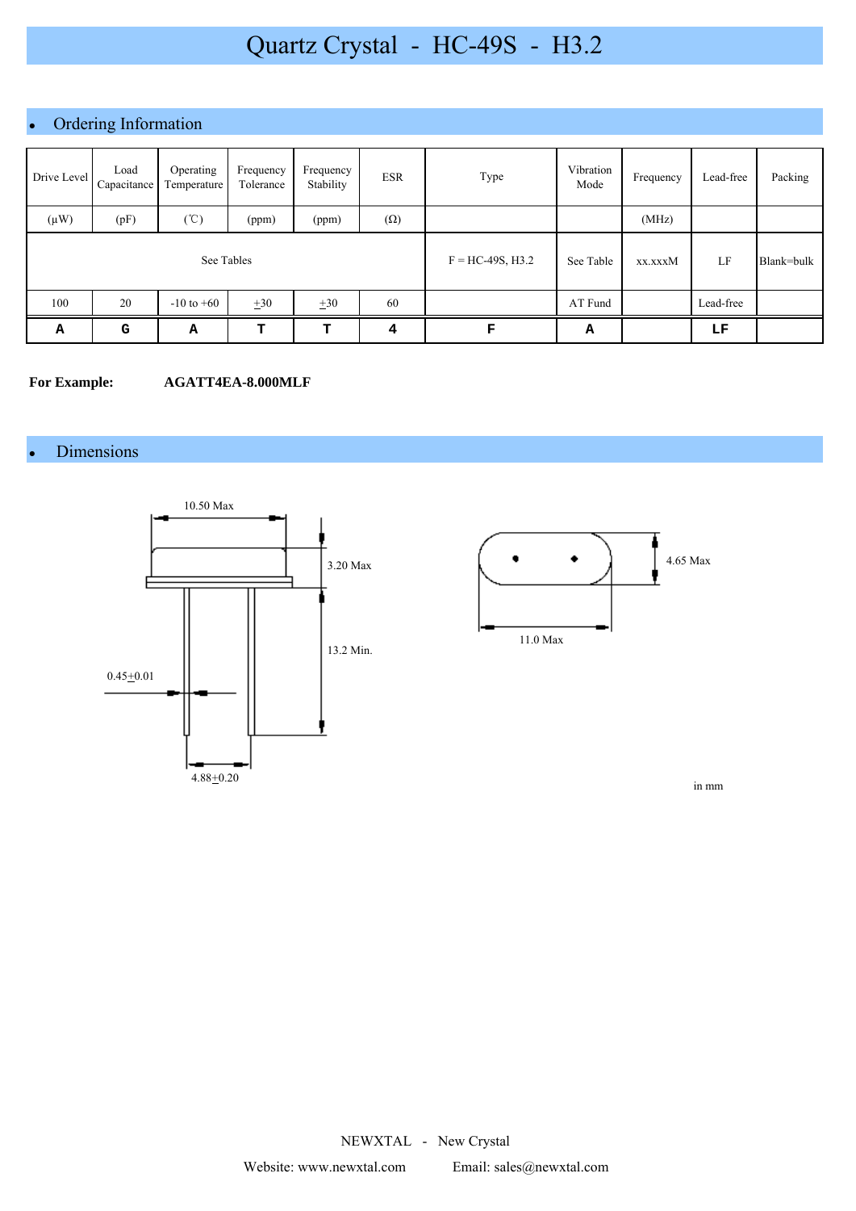# Quartz Crystal - HC-49S - H3.2

## Ordering Information

| Drive Level | Load Capacitance | Operating Temperature | Frequency Tolerance | Frequency Stability | ESR | Type | Vibration Mode | Frequency | Lead-free | Packing |
|---|---|---|---|---|---|---|---|---|---|---|
| (μW) | (pF) | (℃) | (ppm) | (ppm) | (Ω) | | | (MHz) | | |
| See Tables | | | | | | F = HC-49S, H3.2 | See Table | xx.xxxM | LF | Blank=bulk |
| 100 | 20 | -10 to +60 | ±30 | ±30 | 60 | | AT Fund | | Lead-free | |
| **A** | **G** | **A** | **T** | **T** | **4** | **F** | **A** | | **LF** | |

**For Example:** **AGATT4EA-8.000MLF**

## Dimensions

10.50 Max

3.20 Max

13.2 Min.

0.45±0.01

4.88±0.20

4.65 Max

11.0 Max

in mm

NEWXTAL - New Crystal

Website: www.newxtal.com Email: sales@newxtal.com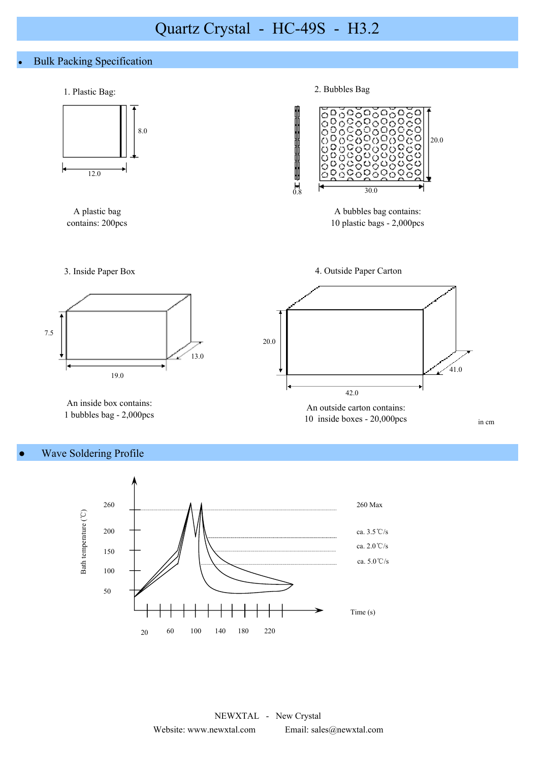# Quartz Crystal - HC-49S - H3.2

## Bulk Packing Specification

1. Plastic Bag:

8.0

12.0

A plastic bag contains: 200pcs

2. Bubbles Bag

20.0

0.8

30.0

A bubbles bag contains: 10 plastic bags - 2,000pcs

3. Inside Paper Box

7.5

13.0

19.0

An inside box contains: 1 bubbles bag - 2,000pcs

4. Outside Paper Carton

20.0

41.0

42.0

An outside carton contains: 10 inside boxes - 20,000pcs

in cm

## Wave Soldering Profile

Bath temperature (℃)

260

200

150

100

50

260 Max

ca. 3.5℃/s

ca. 2.0℃/s

ca. 5.0℃/s

Time (s)

20 60 100 140 180 220

NEWXTAL - New Crystal

Website: www.newxtal.com Email: sales@newxtal.com